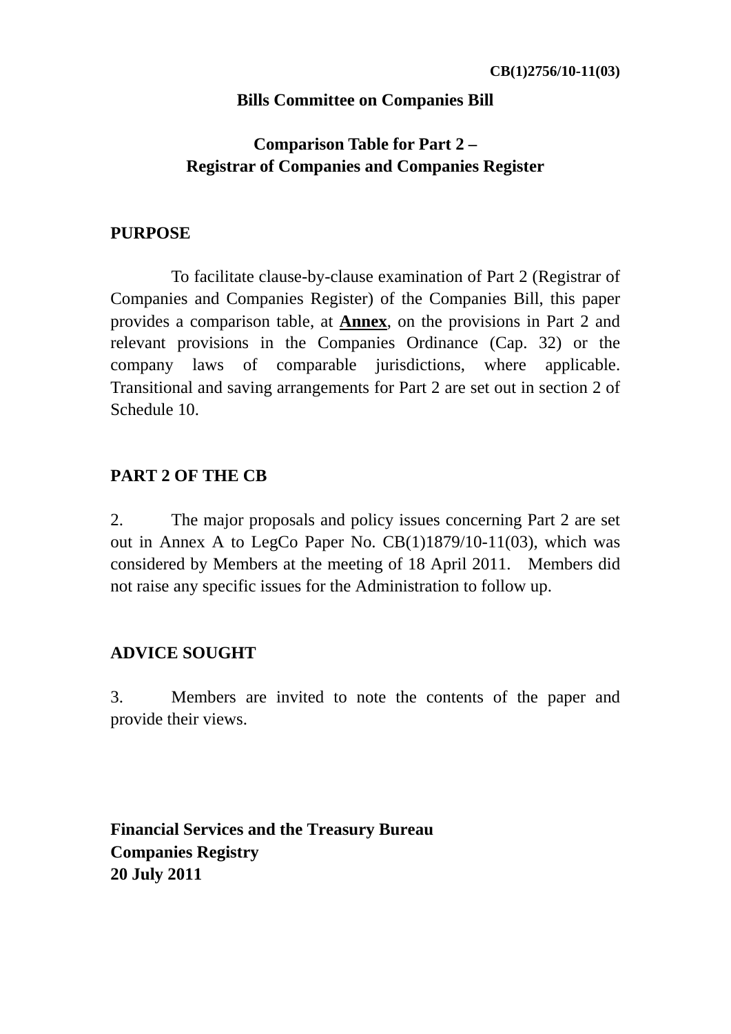CB(1)2756/10-11(03)

# Bills Committee on Companies Bill

## Comparison Table for Part 2 – Registrar of Companies and Companies Register

### PURPOSE

To facilitate clause-by-clause examination of Part 2 (Registrar of Companies and Companies Register) of the Companies Bill, this paper provides a comparison table, at **Annex**, on the provisions in Part 2 and relevant provisions in the Companies Ordinance (Cap. 32) or the company laws of comparable jurisdictions, where applicable. Transitional and saving arrangements for Part 2 are set out in section 2 of Schedule 10.

### PART 2 OF THE CB

2. The major proposals and policy issues concerning Part 2 are set out in Annex A to LegCo Paper No. CB(1)1879/10-11(03), which was considered by Members at the meeting of 18 April 2011. Members did not raise any specific issues for the Administration to follow up.

### ADVICE SOUGHT

3. Members are invited to note the contents of the paper and provide their views.

**Financial Services and the Treasury Bureau**
**Companies Registry**
**20 July 2011**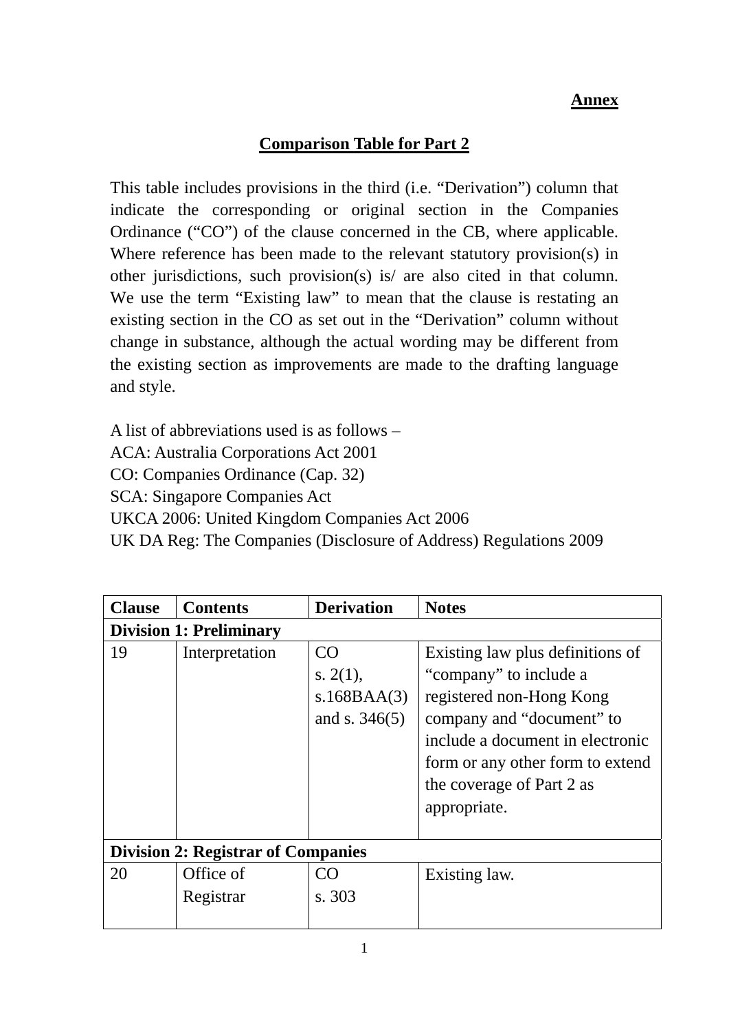**Annex**

**Comparison Table for Part 2**

This table includes provisions in the third (i.e. "Derivation") column that indicate the corresponding or original section in the Companies Ordinance ("CO") of the clause concerned in the CB, where applicable. Where reference has been made to the relevant statutory provision(s) in other jurisdictions, such provision(s) is/ are also cited in that column. We use the term "Existing law" to mean that the clause is restating an existing section in the CO as set out in the "Derivation" column without change in substance, although the actual wording may be different from the existing section as improvements are made to the drafting language and style.

A list of abbreviations used is as follows –
ACA: Australia Corporations Act 2001
CO: Companies Ordinance (Cap. 32)
SCA: Singapore Companies Act
UKCA 2006: United Kingdom Companies Act 2006
UK DA Reg: The Companies (Disclosure of Address) Regulations 2009

| Clause | Contents | Derivation | Notes |
|---|---|---|---|
| **Division 1: Preliminary** | | | |
| 19 | Interpretation | CO s. 2(1), s.168BAA(3) and s. 346(5) | Existing law plus definitions of "company" to include a registered non-Hong Kong company and "document" to include a document in electronic form or any other form to extend the coverage of Part 2 as appropriate. |
| **Division 2: Registrar of Companies** | | | |
| 20 | Office of Registrar | CO s. 303 | Existing law. |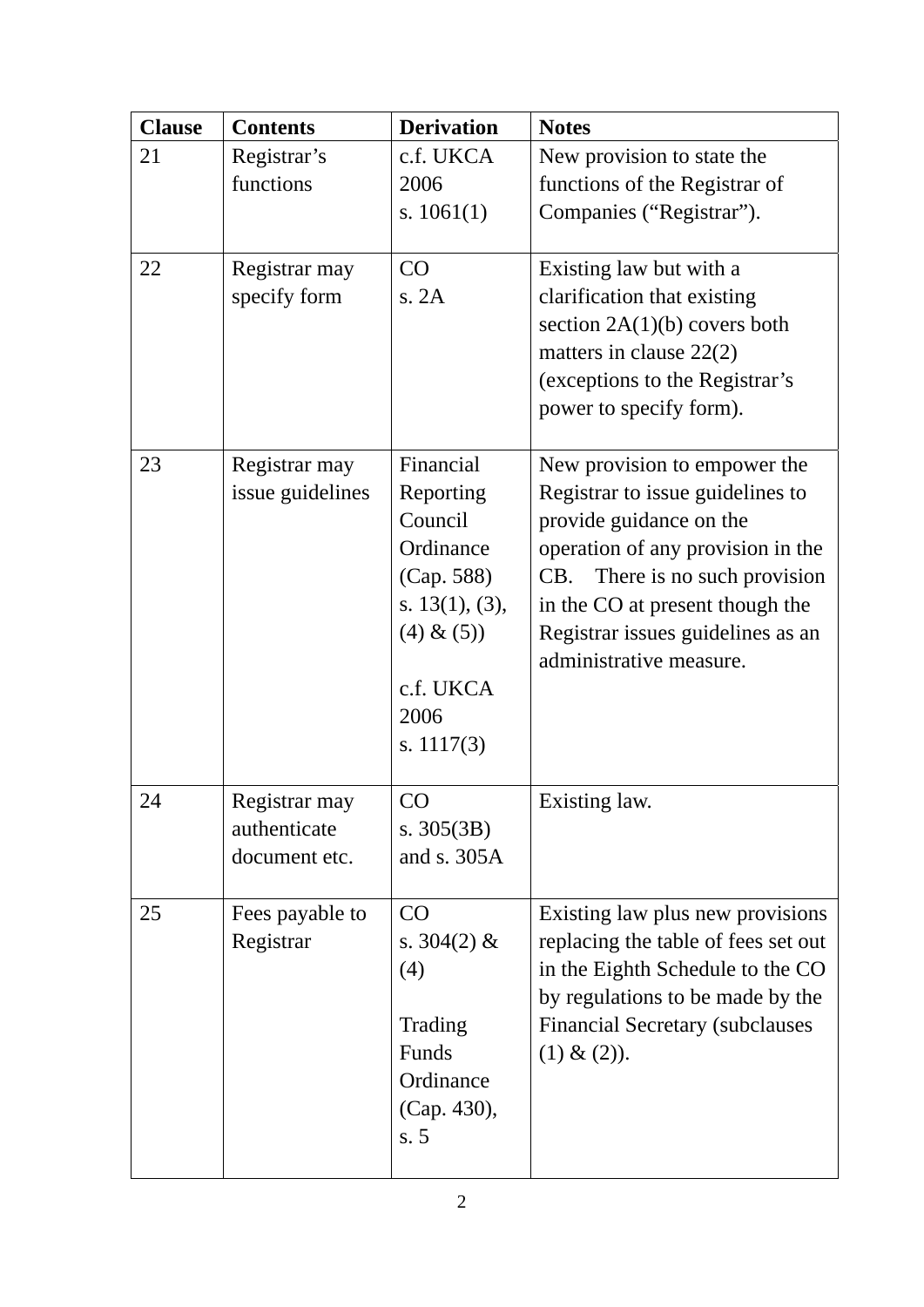| Clause | Contents | Derivation | Notes |
| --- | --- | --- | --- |
| 21 | Registrar's functions | c.f. UKCA 2006 s. 1061(1) | New provision to state the functions of the Registrar of Companies ("Registrar"). |
| 22 | Registrar may specify form | CO s. 2A | Existing law but with a clarification that existing section 2A(1)(b) covers both matters in clause 22(2) (exceptions to the Registrar's power to specify form). |
| 23 | Registrar may issue guidelines | Financial Reporting Council Ordinance (Cap. 588) s. 13(1), (3), (4) & (5)) c.f. UKCA 2006 s. 1117(3) | New provision to empower the Registrar to issue guidelines to provide guidance on the operation of any provision in the CB. There is no such provision in the CO at present though the Registrar issues guidelines as an administrative measure. |
| 24 | Registrar may authenticate document etc. | CO s. 305(3B) and s. 305A | Existing law. |
| 25 | Fees payable to Registrar | CO s. 304(2) & (4) Trading Funds Ordinance (Cap. 430), s. 5 | Existing law plus new provisions replacing the table of fees set out in the Eighth Schedule to the CO by regulations to be made by the Financial Secretary (subclauses (1) & (2)). |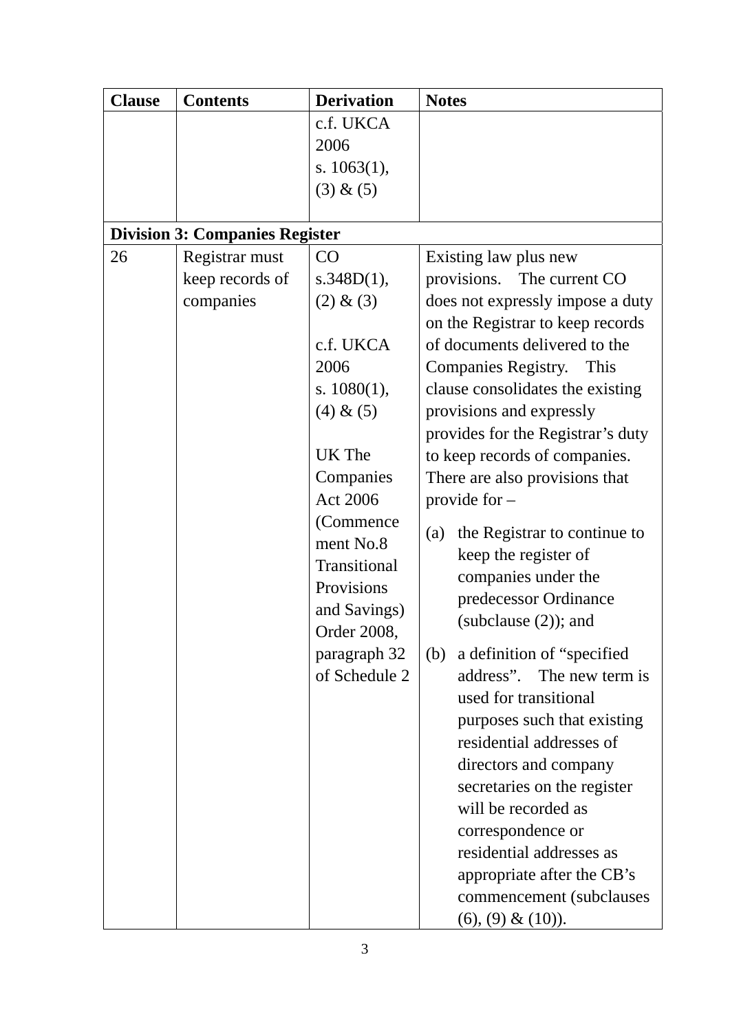| Clause | Contents | Derivation | Notes |
|---|---|---|---|
| | | c.f. UKCA 2006 s. 1063(1), (3) & (5) | |
| **Division 3: Companies Register** | | | |
| 26 | Registrar must keep records of companies | CO s.348D(1), (2) & (3)<br><br>c.f. UKCA 2006 s. 1080(1), (4) & (5)<br><br>UK The Companies Act 2006 (Commencement No.8 Transitional Provisions and Savings) Order 2008, paragraph 32 of Schedule 2 | Existing law plus new provisions. The current CO does not expressly impose a duty on the Registrar to keep records of documents delivered to the Companies Registry. This clause consolidates the existing provisions and expressly provides for the Registrar's duty to keep records of companies. There are also provisions that provide for –<br><br>(a) the Registrar to continue to keep the register of companies under the predecessor Ordinance (subclause (2)); and<br><br>(b) a definition of "specified address". The new term is used for transitional purposes such that existing residential addresses of directors and company secretaries on the register will be recorded as correspondence or residential addresses as appropriate after the CB's commencement (subclauses (6), (9) & (10)). |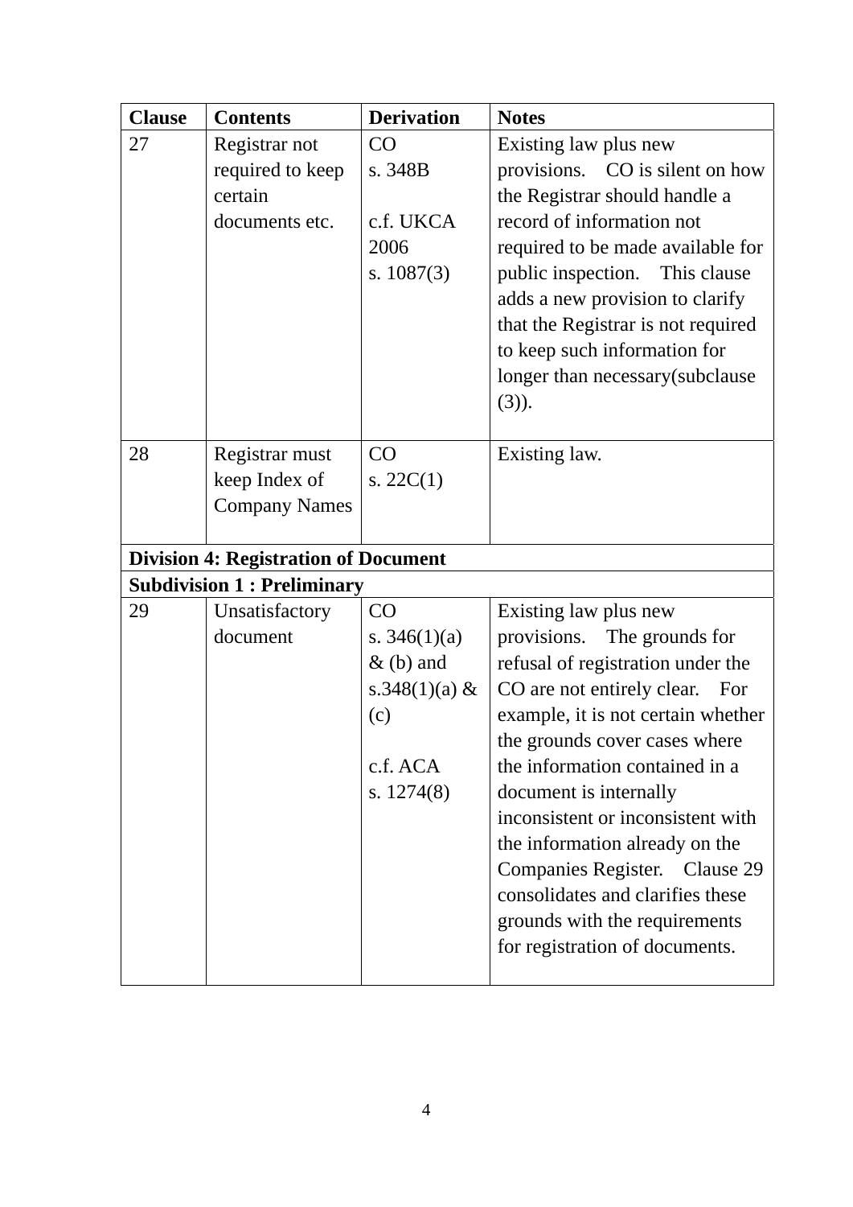| Clause | Contents | Derivation | Notes |
|---|---|---|---|
| 27 | Registrar not required to keep certain documents etc. | CO s. 348B<br><br>c.f. UKCA 2006 s. 1087(3) | Existing law plus new provisions. CO is silent on how the Registrar should handle a record of information not required to be made available for public inspection. This clause adds a new provision to clarify that the Registrar is not required to keep such information for longer than necessary(subclause (3)). |
| 28 | Registrar must keep Index of Company Names | CO s. 22C(1) | Existing law. |
| **Division 4: Registration of Document** | | | |
| **Subdivision 1 : Preliminary** | | | |
| 29 | Unsatisfactory document | CO s. 346(1)(a) & (b) and s.348(1)(a) & (c)<br><br>c.f. ACA s. 1274(8) | Existing law plus new provisions. The grounds for refusal of registration under the CO are not entirely clear. For example, it is not certain whether the grounds cover cases where the information contained in a document is internally inconsistent or inconsistent with the information already on the Companies Register. Clause 29 consolidates and clarifies these grounds with the requirements for registration of documents. |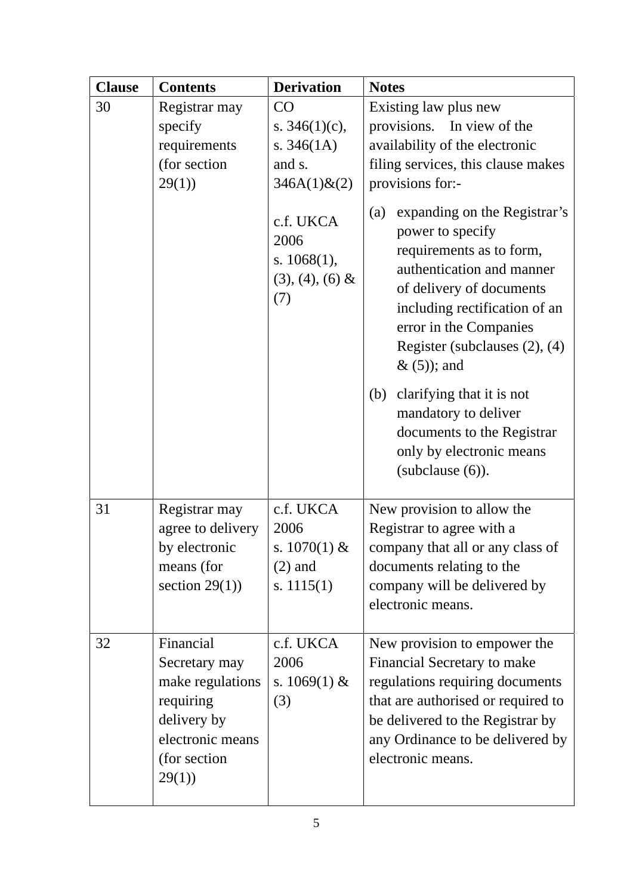| Clause | Contents | Derivation | Notes |
|---|---|---|---|
| 30 | Registrar may specify requirements (for section 29(1)) | CO s. 346(1)(c), s. 346(1A) and s. 346A(1)&(2)<br><br>c.f. UKCA 2006 s. 1068(1), (3), (4), (6) & (7) | Existing law plus new provisions. In view of the availability of the electronic filing services, this clause makes provisions for:-<br><br>(a) expanding on the Registrar's power to specify requirements as to form, authentication and manner of delivery of documents including rectification of an error in the Companies Register (subclauses (2), (4) & (5)); and<br><br>(b) clarifying that it is not mandatory to deliver documents to the Registrar only by electronic means (subclause (6)). |
| 31 | Registrar may agree to delivery by electronic means (for section 29(1)) | c.f. UKCA 2006 s. 1070(1) & (2) and s. 1115(1) | New provision to allow the Registrar to agree with a company that all or any class of documents relating to the company will be delivered by electronic means. |
| 32 | Financial Secretary may make regulations requiring delivery by electronic means (for section 29(1)) | c.f. UKCA 2006 s. 1069(1) & (3) | New provision to empower the Financial Secretary to make regulations requiring documents that are authorised or required to be delivered to the Registrar by any Ordinance to be delivered by electronic means. |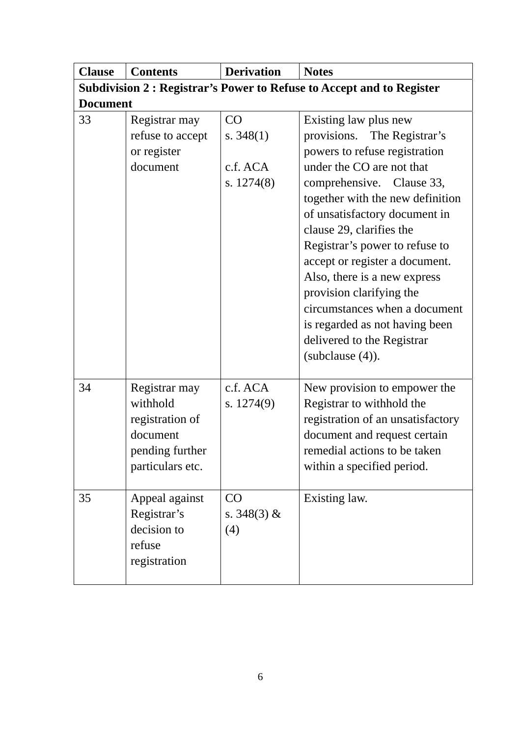| Clause | Contents | Derivation | Notes |
|---|---|---|---|
| **Subdivision 2 : Registrar's Power to Refuse to Accept and to Register Document** | | | |
| 33 | Registrar may refuse to accept or register document | CO s. 348(1)<br><br>c.f. ACA s. 1274(8) | Existing law plus new provisions. The Registrar's powers to refuse registration under the CO are not that comprehensive. Clause 33, together with the new definition of unsatisfactory document in clause 29, clarifies the Registrar's power to refuse to accept or register a document. Also, there is a new express provision clarifying the circumstances when a document is regarded as not having been delivered to the Registrar (subclause (4)). |
| 34 | Registrar may withhold registration of document pending further particulars etc. | c.f. ACA s. 1274(9) | New provision to empower the Registrar to withhold the registration of an unsatisfactory document and request certain remedial actions to be taken within a specified period. |
| 35 | Appeal against Registrar's decision to refuse registration | CO s. 348(3) & (4) | Existing law. |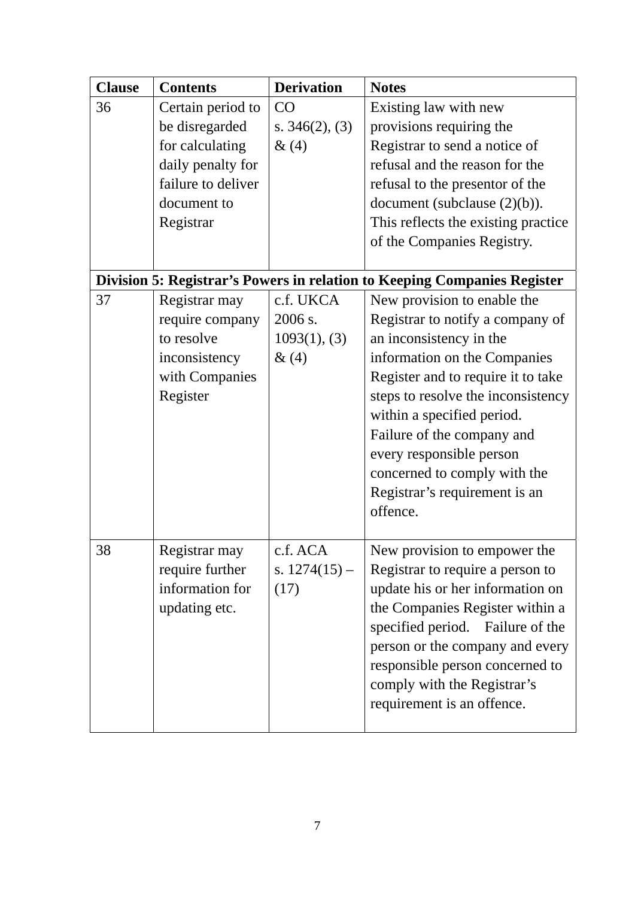| Clause | Contents | Derivation | Notes |
|---|---|---|---|
| 36 | Certain period to be disregarded for calculating daily penalty for failure to deliver document to Registrar | CO s. 346(2), (3) & (4) | Existing law with new provisions requiring the Registrar to send a notice of refusal and the reason for the refusal to the presentor of the document (subclause (2)(b)). This reflects the existing practice of the Companies Registry. |
| **Division 5: Registrar's Powers in relation to Keeping Companies Register** | | | |
| 37 | Registrar may require company to resolve inconsistency with Companies Register | c.f. UKCA 2006 s. 1093(1), (3) & (4) | New provision to enable the Registrar to notify a company of an inconsistency in the information on the Companies Register and to require it to take steps to resolve the inconsistency within a specified period. Failure of the company and every responsible person concerned to comply with the Registrar's requirement is an offence. |
| 38 | Registrar may require further information for updating etc. | c.f. ACA s. 1274(15) – (17) | New provision to empower the Registrar to require a person to update his or her information on the Companies Register within a specified period. Failure of the person or the company and every responsible person concerned to comply with the Registrar's requirement is an offence. |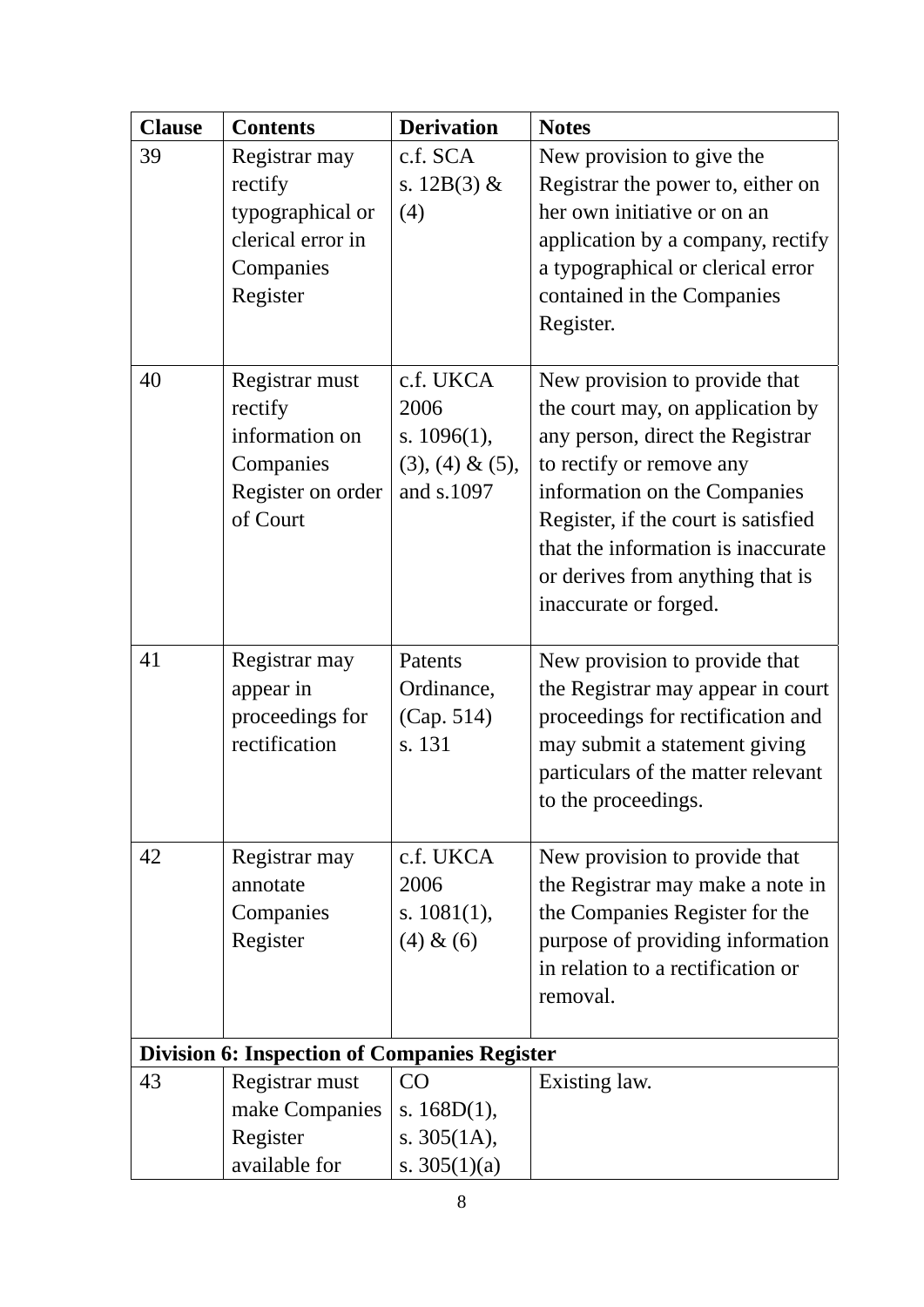| Clause | Contents | Derivation | Notes |
|---|---|---|---|
| 39 | Registrar may rectify typographical or clerical error in Companies Register | c.f. SCA s. 12B(3) & (4) | New provision to give the Registrar the power to, either on her own initiative or on an application by a company, rectify a typographical or clerical error contained in the Companies Register. |
| 40 | Registrar must rectify information on Companies Register on order of Court | c.f. UKCA 2006 s. 1096(1), (3), (4) & (5), and s.1097 | New provision to provide that the court may, on application by any person, direct the Registrar to rectify or remove any information on the Companies Register, if the court is satisfied that the information is inaccurate or derives from anything that is inaccurate or forged. |
| 41 | Registrar may appear in proceedings for rectification | Patents Ordinance, (Cap. 514) s. 131 | New provision to provide that the Registrar may appear in court proceedings for rectification and may submit a statement giving particulars of the matter relevant to the proceedings. |
| 42 | Registrar may annotate Companies Register | c.f. UKCA 2006 s. 1081(1), (4) & (6) | New provision to provide that the Registrar may make a note in the Companies Register for the purpose of providing information in relation to a rectification or removal. |
| **Division 6: Inspection of Companies Register** | | | |
| 43 | Registrar must make Companies Register available for | CO s. 168D(1), s. 305(1A), s. 305(1)(a) | Existing law. |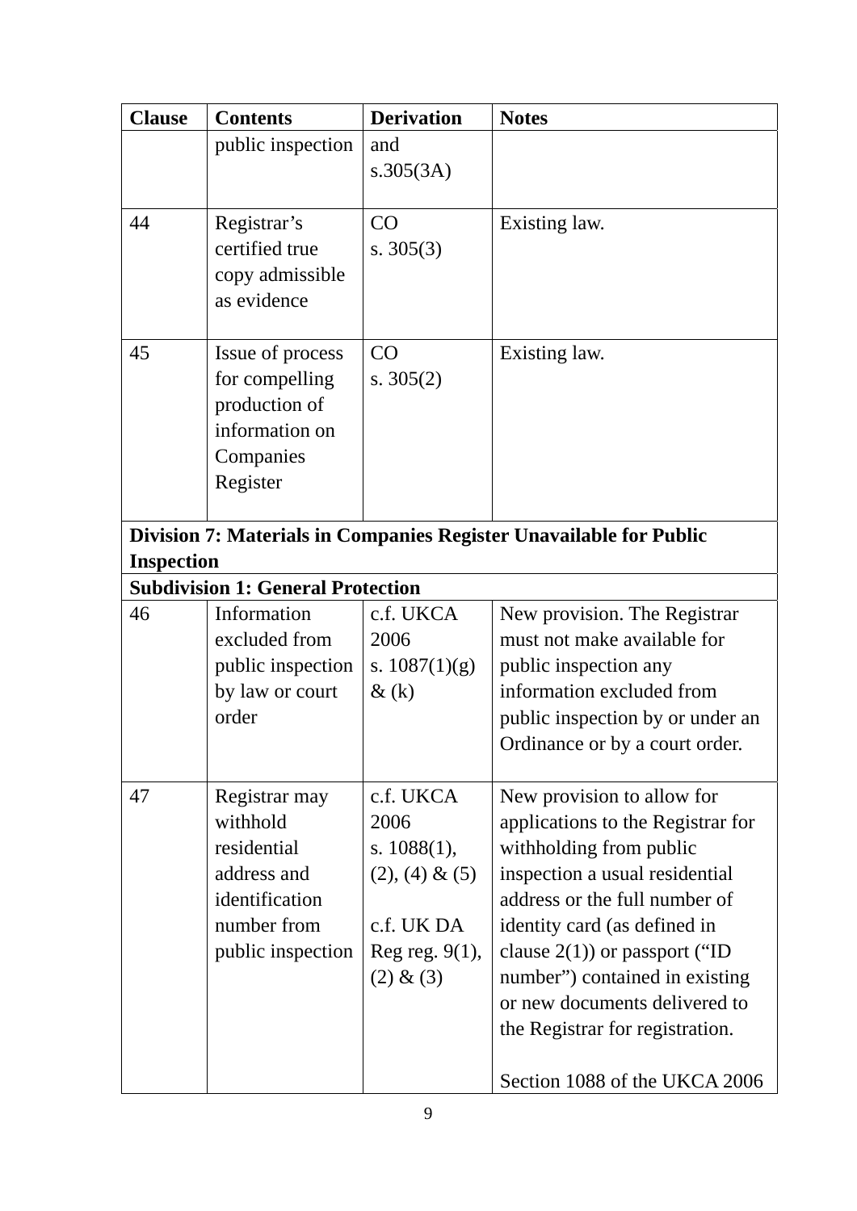| Clause | Contents | Derivation | Notes |
|---|---|---|---|
| | public inspection | and s.305(3A) | |
| 44 | Registrar's certified true copy admissible as evidence | CO s. 305(3) | Existing law. |
| 45 | Issue of process for compelling production of information on Companies Register | CO s. 305(2) | Existing law. |
| **Division 7: Materials in Companies Register Unavailable for Public Inspection** | | | |
| **Subdivision 1: General Protection** | | | |
| 46 | Information excluded from public inspection by law or court order | c.f. UKCA 2006 s. 1087(1)(g) & (k) | New provision. The Registrar must not make available for public inspection any information excluded from public inspection by or under an Ordinance or by a court order. |
| 47 | Registrar may withhold residential address and identification number from public inspection | c.f. UKCA 2006 s. 1088(1), (2), (4) & (5)<br><br>c.f. UK DA Reg reg. 9(1), (2) & (3) | New provision to allow for applications to the Registrar for withholding from public inspection a usual residential address or the full number of identity card (as defined in clause 2(1)) or passport ("ID number") contained in existing or new documents delivered to the Registrar for registration.<br><br>Section 1088 of the UKCA 2006 |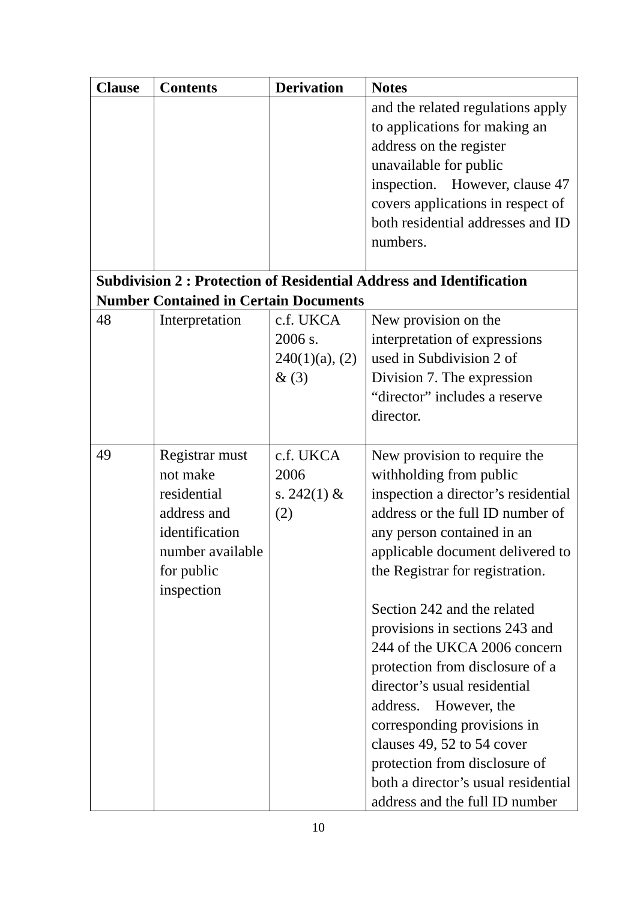| Clause | Contents | Derivation | Notes |
|---|---|---|---|
| | | | and the related regulations apply to applications for making an address on the register unavailable for public inspection. However, clause 47 covers applications in respect of both residential addresses and ID numbers. |
| **Subdivision 2 : Protection of Residential Address and Identification Number Contained in Certain Documents** | | | |
| 48 | Interpretation | c.f. UKCA 2006 s. 240(1)(a), (2) & (3) | New provision on the interpretation of expressions used in Subdivision 2 of Division 7. The expression "director" includes a reserve director. |
| 49 | Registrar must not make residential address and identification number available for public inspection | c.f. UKCA 2006 s. 242(1) & (2) | New provision to require the withholding from public inspection a director's residential address or the full ID number of any person contained in an applicable document delivered to the Registrar for registration.<br><br>Section 242 and the related provisions in sections 243 and 244 of the UKCA 2006 concern protection from disclosure of a director's usual residential address. However, the corresponding provisions in clauses 49, 52 to 54 cover protection from disclosure of both a director's usual residential address and the full ID number |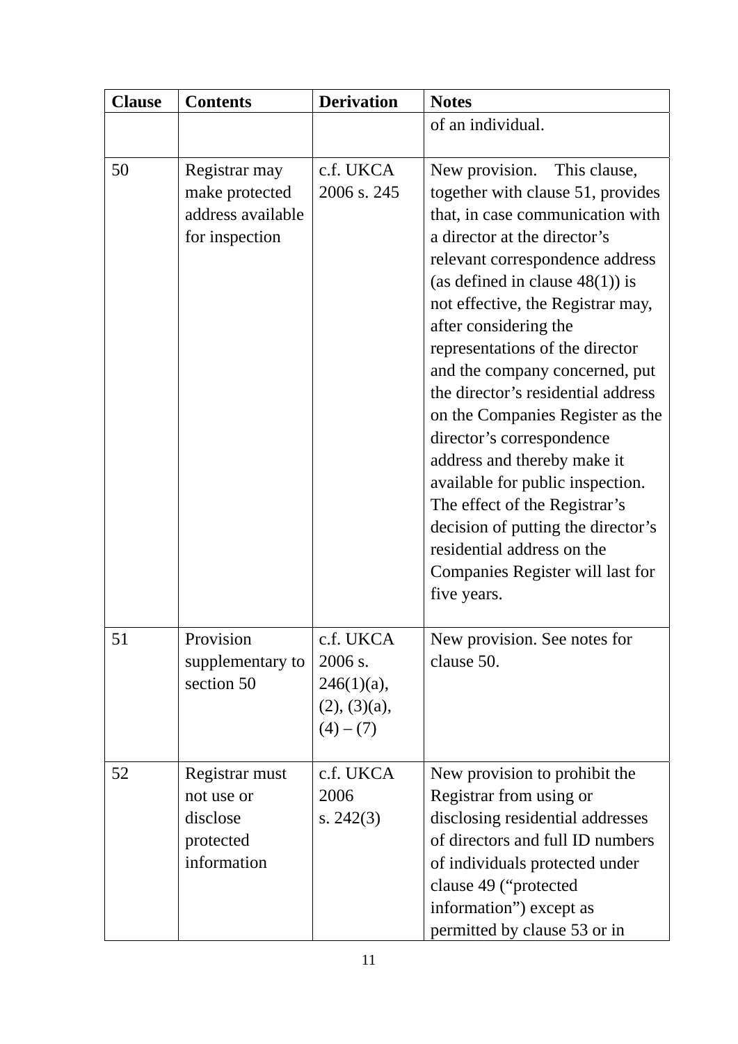| Clause | Contents | Derivation | Notes |
|---|---|---|---|
| | | | of an individual. |
| 50 | Registrar may make protected address available for inspection | c.f. UKCA 2006 s. 245 | New provision. This clause, together with clause 51, provides that, in case communication with a director at the director's relevant correspondence address (as defined in clause 48(1)) is not effective, the Registrar may, after considering the representations of the director and the company concerned, put the director's residential address on the Companies Register as the director's correspondence address and thereby make it available for public inspection. The effect of the Registrar's decision of putting the director's residential address on the Companies Register will last for five years. |
| 51 | Provision supplementary to section 50 | c.f. UKCA 2006 s. 246(1)(a), (2), (3)(a), (4) – (7) | New provision. See notes for clause 50. |
| 52 | Registrar must not use or disclose protected information | c.f. UKCA 2006 s. 242(3) | New provision to prohibit the Registrar from using or disclosing residential addresses of directors and full ID numbers of individuals protected under clause 49 ("protected information") except as permitted by clause 53 or in |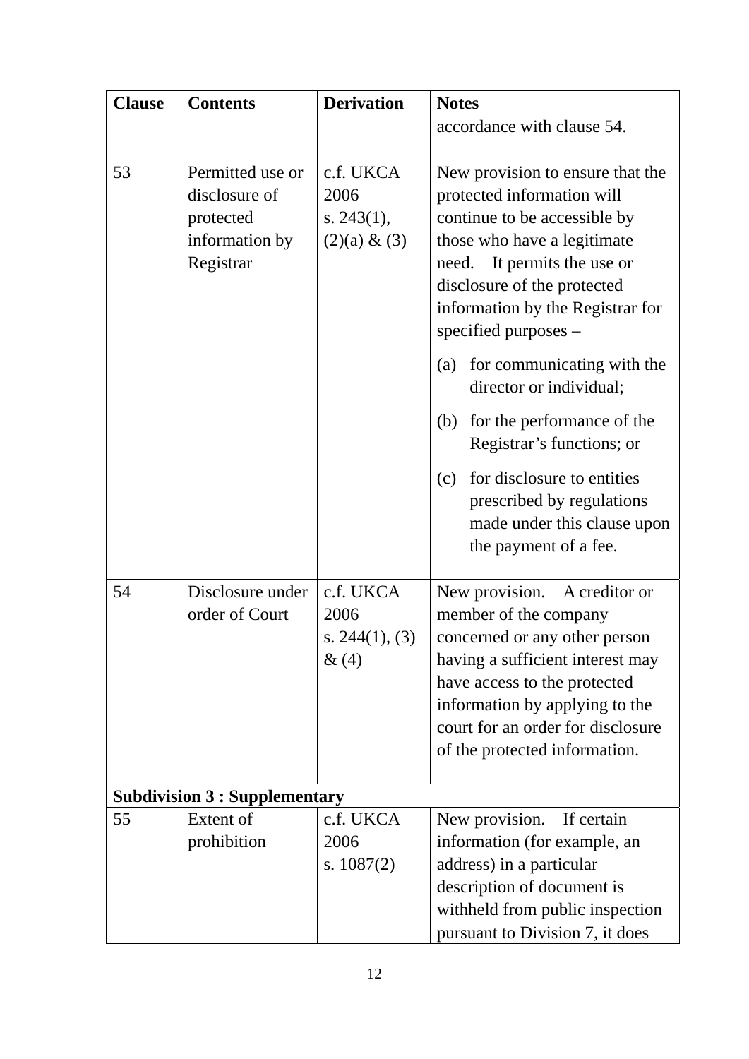| Clause | Contents | Derivation | Notes |
|---|---|---|---|
| | | | accordance with clause 54. |
| 53 | Permitted use or disclosure of protected information by Registrar | c.f. UKCA 2006 s. 243(1), (2)(a) & (3) | New provision to ensure that the protected information will continue to be accessible by those who have a legitimate need. It permits the use or disclosure of the protected information by the Registrar for specified purposes – (a) for communicating with the director or individual; (b) for the performance of the Registrar's functions; or (c) for disclosure to entities prescribed by regulations made under this clause upon the payment of a fee. |
| 54 | Disclosure under order of Court | c.f. UKCA 2006 s. 244(1), (3) & (4) | New provision. A creditor or member of the company concerned or any other person having a sufficient interest may have access to the protected information by applying to the court for an order for disclosure of the protected information. |
| **Subdivision 3 : Supplementary** | | | |
| 55 | Extent of prohibition | c.f. UKCA 2006 s. 1087(2) | New provision. If certain information (for example, an address) in a particular description of document is withheld from public inspection pursuant to Division 7, it does |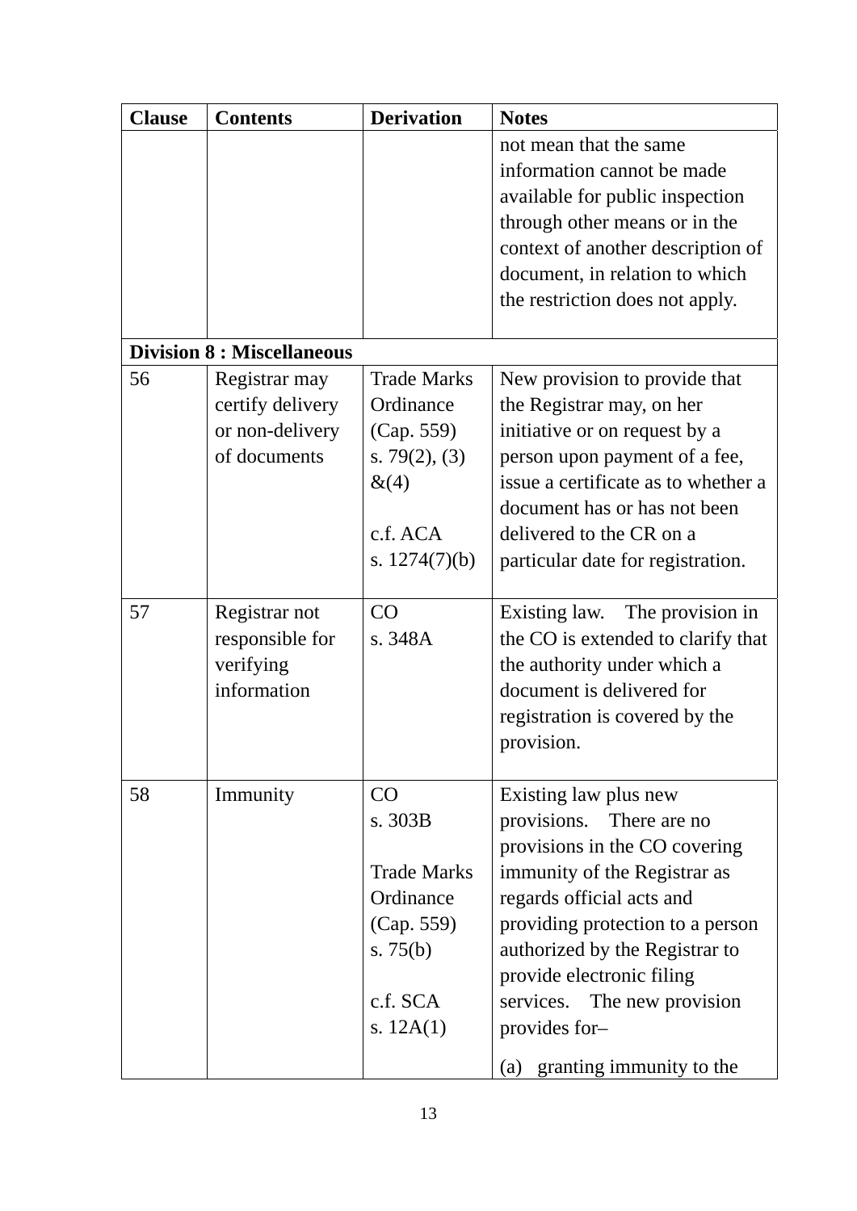| Clause | Contents | Derivation | Notes |
|---|---|---|---|
| | | | not mean that the same information cannot be made available for public inspection through other means or in the context of another description of document, in relation to which the restriction does not apply. |
| **Division 8 : Miscellaneous** | | | |
| 56 | Registrar may certify delivery or non-delivery of documents | Trade Marks Ordinance (Cap. 559) s. 79(2), (3) &(4)<br><br>c.f. ACA s. 1274(7)(b) | New provision to provide that the Registrar may, on her initiative or on request by a person upon payment of a fee, issue a certificate as to whether a document has or has not been delivered to the CR on a particular date for registration. |
| 57 | Registrar not responsible for verifying information | CO s. 348A | Existing law. The provision in the CO is extended to clarify that the authority under which a document is delivered for registration is covered by the provision. |
| 58 | Immunity | CO s. 303B<br><br>Trade Marks Ordinance (Cap. 559) s. 75(b)<br><br>c.f. SCA s. 12A(1) | Existing law plus new provisions. There are no provisions in the CO covering immunity of the Registrar as regards official acts and providing protection to a person authorized by the Registrar to provide electronic filing services. The new provision provides for–<br><br>(a) granting immunity to the |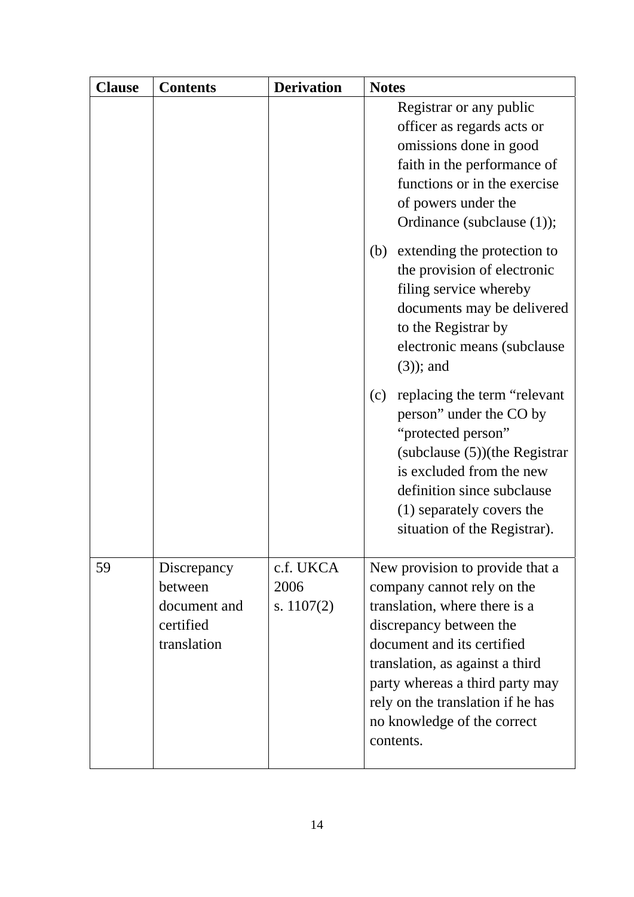| Clause | Contents | Derivation | Notes |
|---|---|---|---|
| | | | Registrar or any public officer as regards acts or omissions done in good faith in the performance of functions or in the exercise of powers under the Ordinance (subclause (1));<br><br>(b) extending the protection to the provision of electronic filing service whereby documents may be delivered to the Registrar by electronic means (subclause (3)); and<br><br>(c) replacing the term "relevant person" under the CO by "protected person" (subclause (5))(the Registrar is excluded from the new definition since subclause (1) separately covers the situation of the Registrar). |
| 59 | Discrepancy between document and certified translation | c.f. UKCA 2006 s. 1107(2) | New provision to provide that a company cannot rely on the translation, where there is a discrepancy between the document and its certified translation, as against a third party whereas a third party may rely on the translation if he has no knowledge of the correct contents. |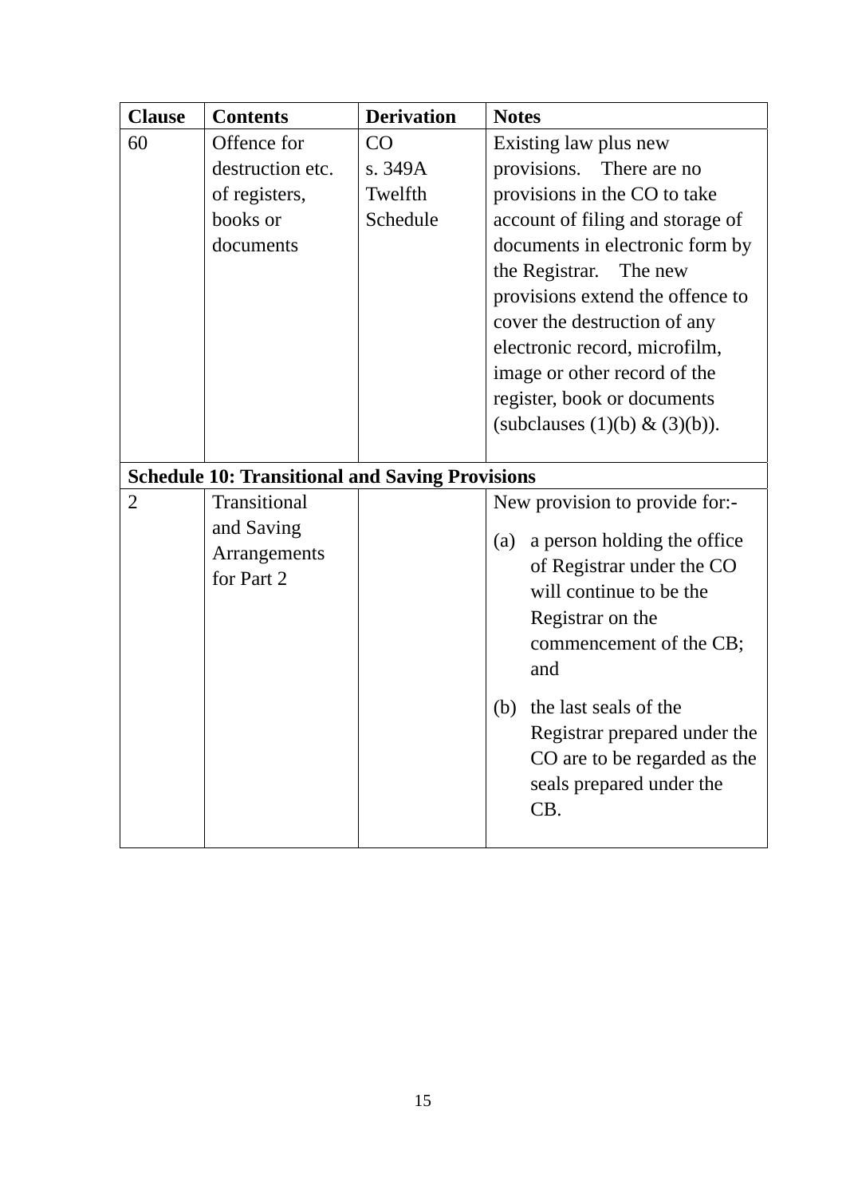| Clause | Contents | Derivation | Notes |
|---|---|---|---|
| 60 | Offence for destruction etc. of registers, books or documents | CO s. 349A Twelfth Schedule | Existing law plus new provisions. There are no provisions in the CO to take account of filing and storage of documents in electronic form by the Registrar. The new provisions extend the offence to cover the destruction of any electronic record, microfilm, image or other record of the register, book or documents (subclauses (1)(b) & (3)(b)). |
| **Schedule 10: Transitional and Saving Provisions** | | | |
| 2 | Transitional and Saving Arrangements for Part 2 | | New provision to provide for:- (a) a person holding the office of Registrar under the CO will continue to be the Registrar on the commencement of the CB; and (b) the last seals of the Registrar prepared under the CO are to be regarded as the seals prepared under the CB. |